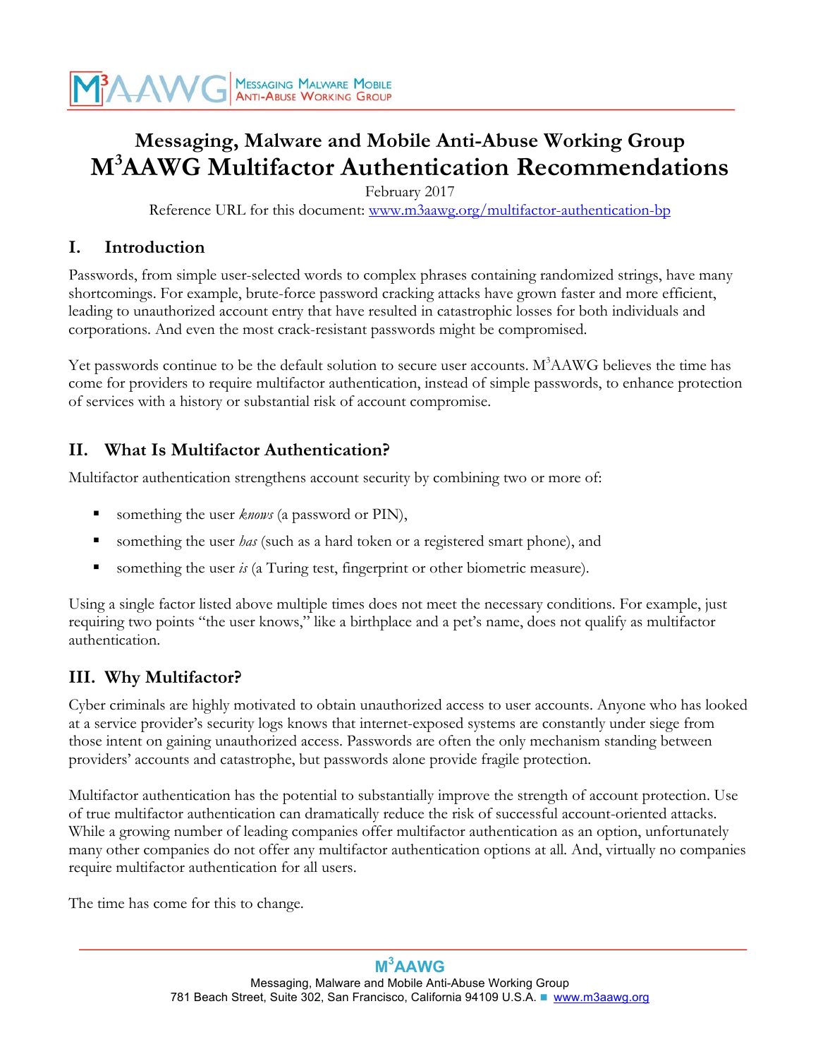# Messaging, Malware and Mobile Anti-Abuse Working Group
# M3AAWG Multifactor Authentication Recommendations

February 2017

Reference URL for this document: www.m3aawg.org/multifactor-authentication-bp

## I. Introduction

Passwords, from simple user-selected words to complex phrases containing randomized strings, have many shortcomings. For example, brute-force password cracking attacks have grown faster and more efficient, leading to unauthorized account entry that have resulted in catastrophic losses for both individuals and corporations. And even the most crack-resistant passwords might be compromised.

Yet passwords continue to be the default solution to secure user accounts. M3AAWG believes the time has come for providers to require multifactor authentication, instead of simple passwords, to enhance protection of services with a history or substantial risk of account compromise.

## II. What Is Multifactor Authentication?

Multifactor authentication strengthens account security by combining two or more of:

- something the user *knows* (a password or PIN),
- something the user *has* (such as a hard token or a registered smart phone), and
- something the user *is* (a Turing test, fingerprint or other biometric measure).

Using a single factor listed above multiple times does not meet the necessary conditions. For example, just requiring two points "the user knows," like a birthplace and a pet's name, does not qualify as multifactor authentication.

## III. Why Multifactor?

Cyber criminals are highly motivated to obtain unauthorized access to user accounts. Anyone who has looked at a service provider's security logs knows that internet-exposed systems are constantly under siege from those intent on gaining unauthorized access. Passwords are often the only mechanism standing between providers' accounts and catastrophe, but passwords alone provide fragile protection.

Multifactor authentication has the potential to substantially improve the strength of account protection. Use of true multifactor authentication can dramatically reduce the risk of successful account-oriented attacks. While a growing number of leading companies offer multifactor authentication as an option, unfortunately many other companies do not offer any multifactor authentication options at all. And, virtually no companies require multifactor authentication for all users.

The time has come for this to change.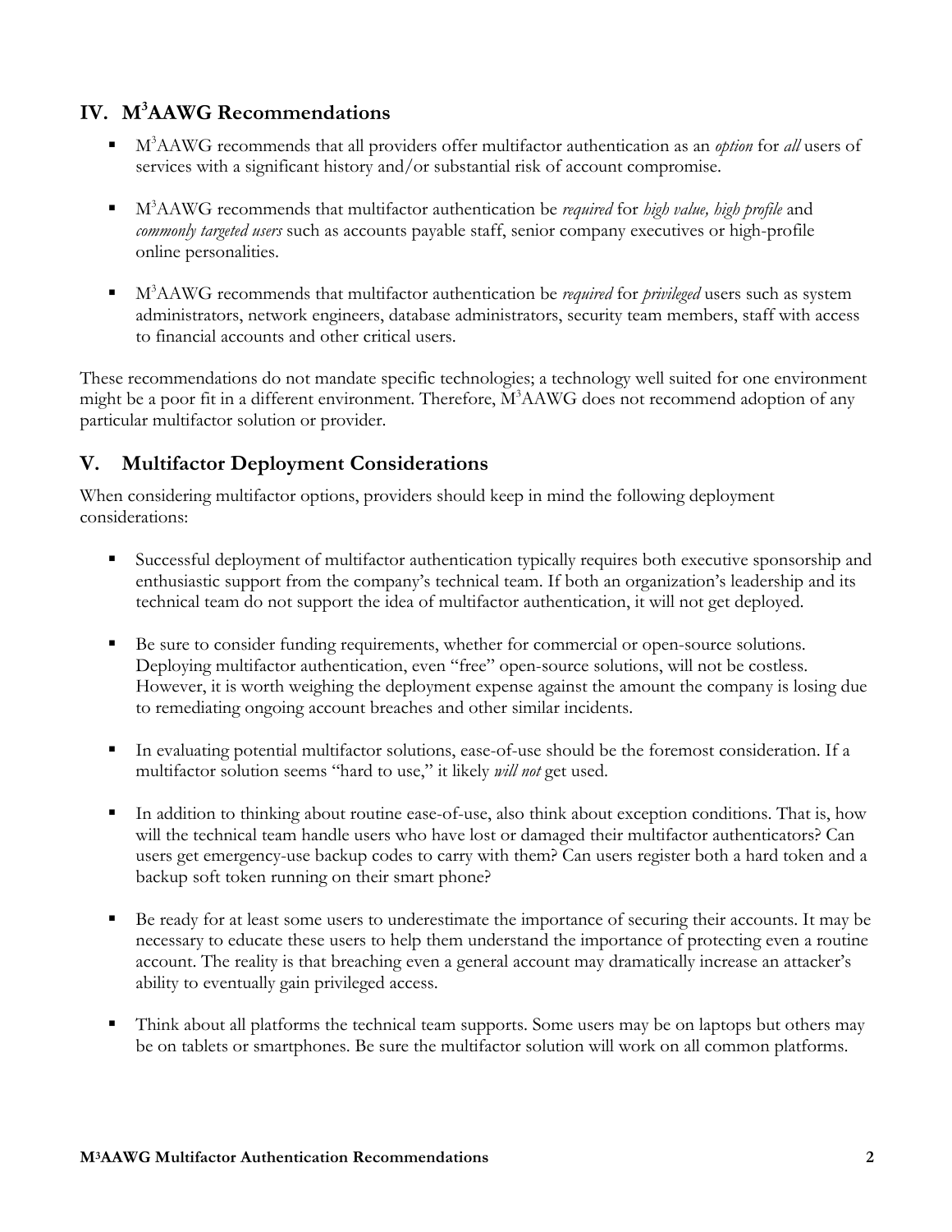## IV. M³AAWG Recommendations

- M³AAWG recommends that all providers offer multifactor authentication as an *option* for *all* users of services with a significant history and/or substantial risk of account compromise.

- M³AAWG recommends that multifactor authentication be *required* for *high value, high profile* and *commonly targeted users* such as accounts payable staff, senior company executives or high-profile online personalities.

- M³AAWG recommends that multifactor authentication be *required* for *privileged* users such as system administrators, network engineers, database administrators, security team members, staff with access to financial accounts and other critical users.

These recommendations do not mandate specific technologies; a technology well suited for one environment might be a poor fit in a different environment. Therefore, M³AAWG does not recommend adoption of any particular multifactor solution or provider.

## V. Multifactor Deployment Considerations

When considering multifactor options, providers should keep in mind the following deployment considerations:

- Successful deployment of multifactor authentication typically requires both executive sponsorship and enthusiastic support from the company's technical team. If both an organization's leadership and its technical team do not support the idea of multifactor authentication, it will not get deployed.

- Be sure to consider funding requirements, whether for commercial or open-source solutions. Deploying multifactor authentication, even "free" open-source solutions, will not be costless. However, it is worth weighing the deployment expense against the amount the company is losing due to remediating ongoing account breaches and other similar incidents.

- In evaluating potential multifactor solutions, ease-of-use should be the foremost consideration. If a multifactor solution seems "hard to use," it likely *will not* get used.

- In addition to thinking about routine ease-of-use, also think about exception conditions. That is, how will the technical team handle users who have lost or damaged their multifactor authenticators? Can users get emergency-use backup codes to carry with them? Can users register both a hard token and a backup soft token running on their smart phone?

- Be ready for at least some users to underestimate the importance of securing their accounts. It may be necessary to educate these users to help them understand the importance of protecting even a routine account. The reality is that breaching even a general account may dramatically increase an attacker's ability to eventually gain privileged access.

- Think about all platforms the technical team supports. Some users may be on laptops but others may be on tablets or smartphones. Be sure the multifactor solution will work on all common platforms.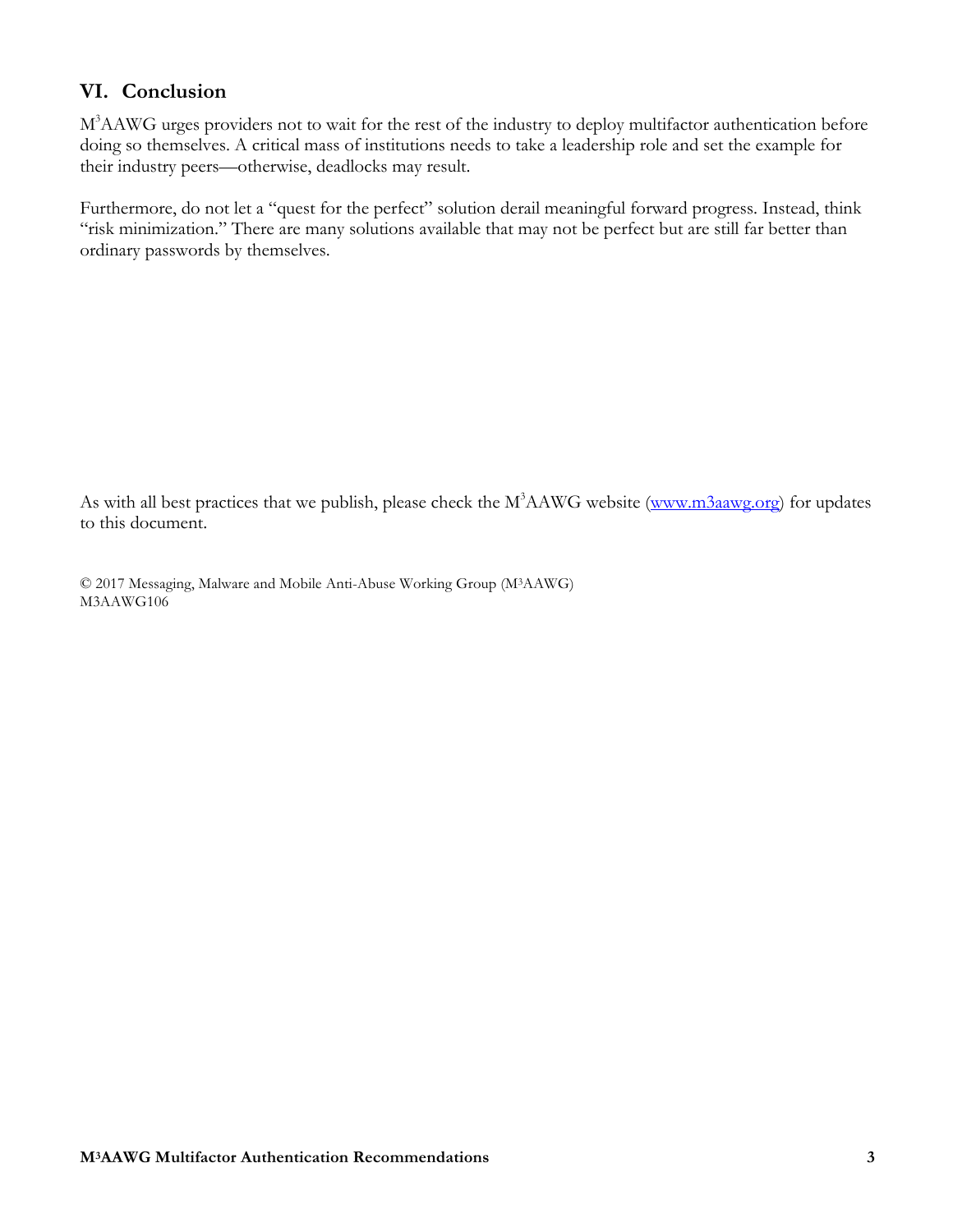## VI. Conclusion

M$^3$AAWG urges providers not to wait for the rest of the industry to deploy multifactor authentication before doing so themselves. A critical mass of institutions needs to take a leadership role and set the example for their industry peers—otherwise, deadlocks may result.

Furthermore, do not let a "quest for the perfect" solution derail meaningful forward progress. Instead, think "risk minimization." There are many solutions available that may not be perfect but are still far better than ordinary passwords by themselves.

As with all best practices that we publish, please check the M$^3$AAWG website (www.m3aawg.org) for updates to this document.

© 2017 Messaging, Malware and Mobile Anti-Abuse Working Group (M$^3$AAWG)
M3AAWG106